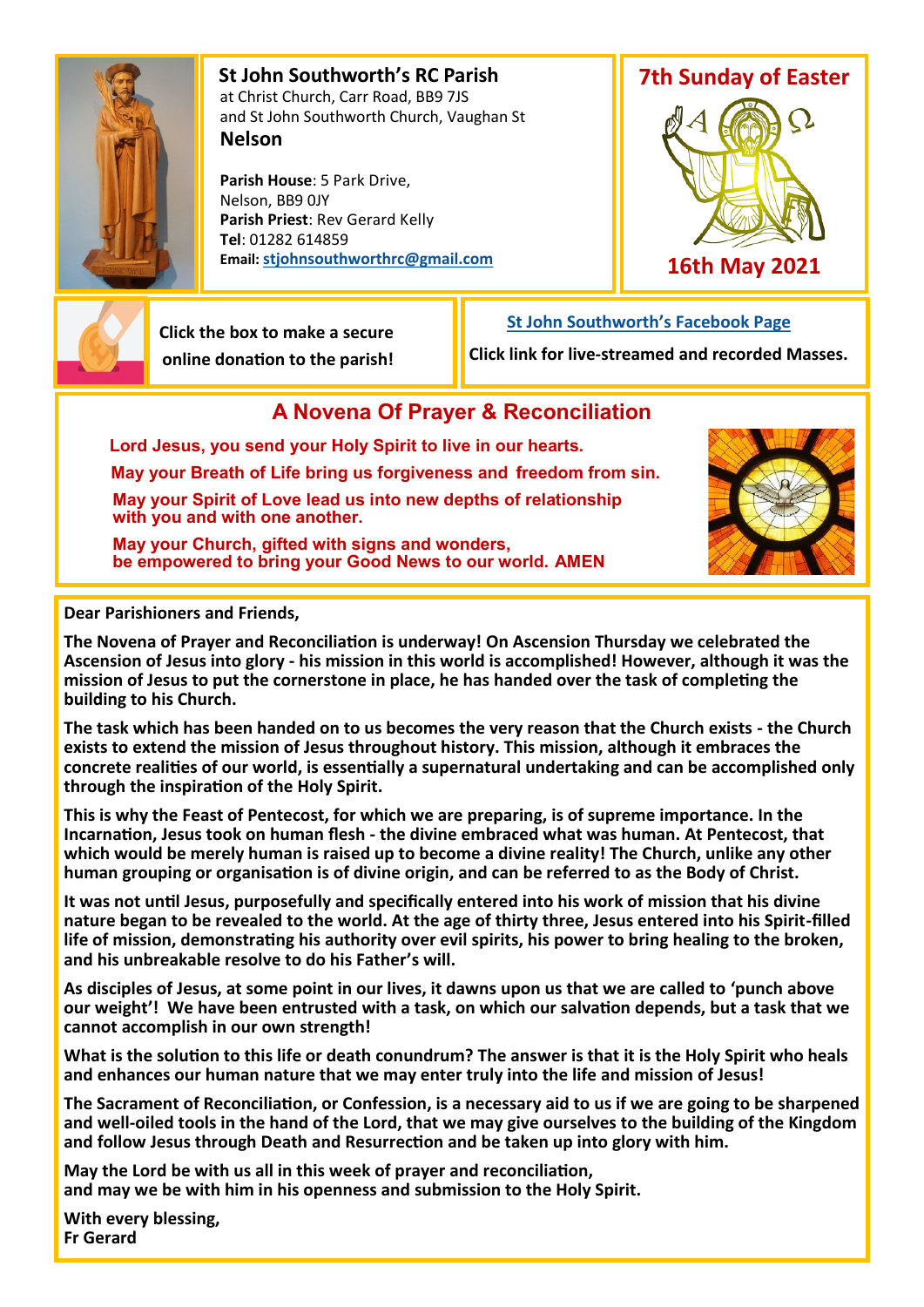## St John Southworth's RC Parish

at Christ Church, Carr Road, BB9 7JS
and St John Southworth Church, Vaughan St
**Nelson**

**Parish House**: 5 Park Drive, Nelson, BB9 0JY
**Parish Priest**: Rev Gerard Kelly
**Tel**: 01282 614859
**Email:** stjohnsouthworthrc@gmail.com

## 7th Sunday of Easter

A Ω

## 16th May 2021

Click the box to make a secure online donation to the parish!

**St John Southworth's Facebook Page**

Click link for live-streamed and recorded Masses.

## A Novena Of Prayer & Reconciliation

**Lord Jesus, you send your Holy Spirit to live in our hearts.**

**May your Breath of Life bring us forgiveness and freedom from sin.**

**May your Spirit of Love lead us into new depths of relationship with you and with one another.**

**May your Church, gifted with signs and wonders, be empowered to bring your Good News to our world. AMEN**

**Dear Parishioners and Friends,**

**The Novena of Prayer and Reconciliation is underway! On Ascension Thursday we celebrated the Ascension of Jesus into glory - his mission in this world is accomplished! However, although it was the mission of Jesus to put the cornerstone in place, he has handed over the task of completing the building to his Church.**

**The task which has been handed on to us becomes the very reason that the Church exists - the Church exists to extend the mission of Jesus throughout history. This mission, although it embraces the concrete realities of our world, is essentially a supernatural undertaking and can be accomplished only through the inspiration of the Holy Spirit.**

**This is why the Feast of Pentecost, for which we are preparing, is of supreme importance. In the Incarnation, Jesus took on human flesh - the divine embraced what was human. At Pentecost, that which would be merely human is raised up to become a divine reality! The Church, unlike any other human grouping or organisation is of divine origin, and can be referred to as the Body of Christ.**

**It was not until Jesus, purposefully and specifically entered into his work of mission that his divine nature began to be revealed to the world. At the age of thirty three, Jesus entered into his Spirit-filled life of mission, demonstrating his authority over evil spirits, his power to bring healing to the broken, and his unbreakable resolve to do his Father's will.**

**As disciples of Jesus, at some point in our lives, it dawns upon us that we are called to 'punch above our weight'! We have been entrusted with a task, on which our salvation depends, but a task that we cannot accomplish in our own strength!**

**What is the solution to this life or death conundrum? The answer is that it is the Holy Spirit who heals and enhances our human nature that we may enter truly into the life and mission of Jesus!**

**The Sacrament of Reconciliation, or Confession, is a necessary aid to us if we are going to be sharpened and well-oiled tools in the hand of the Lord, that we may give ourselves to the building of the Kingdom and follow Jesus through Death and Resurrection and be taken up into glory with him.**

**May the Lord be with us all in this week of prayer and reconciliation, and may we be with him in his openness and submission to the Holy Spirit.**

**With every blessing,**
**Fr Gerard**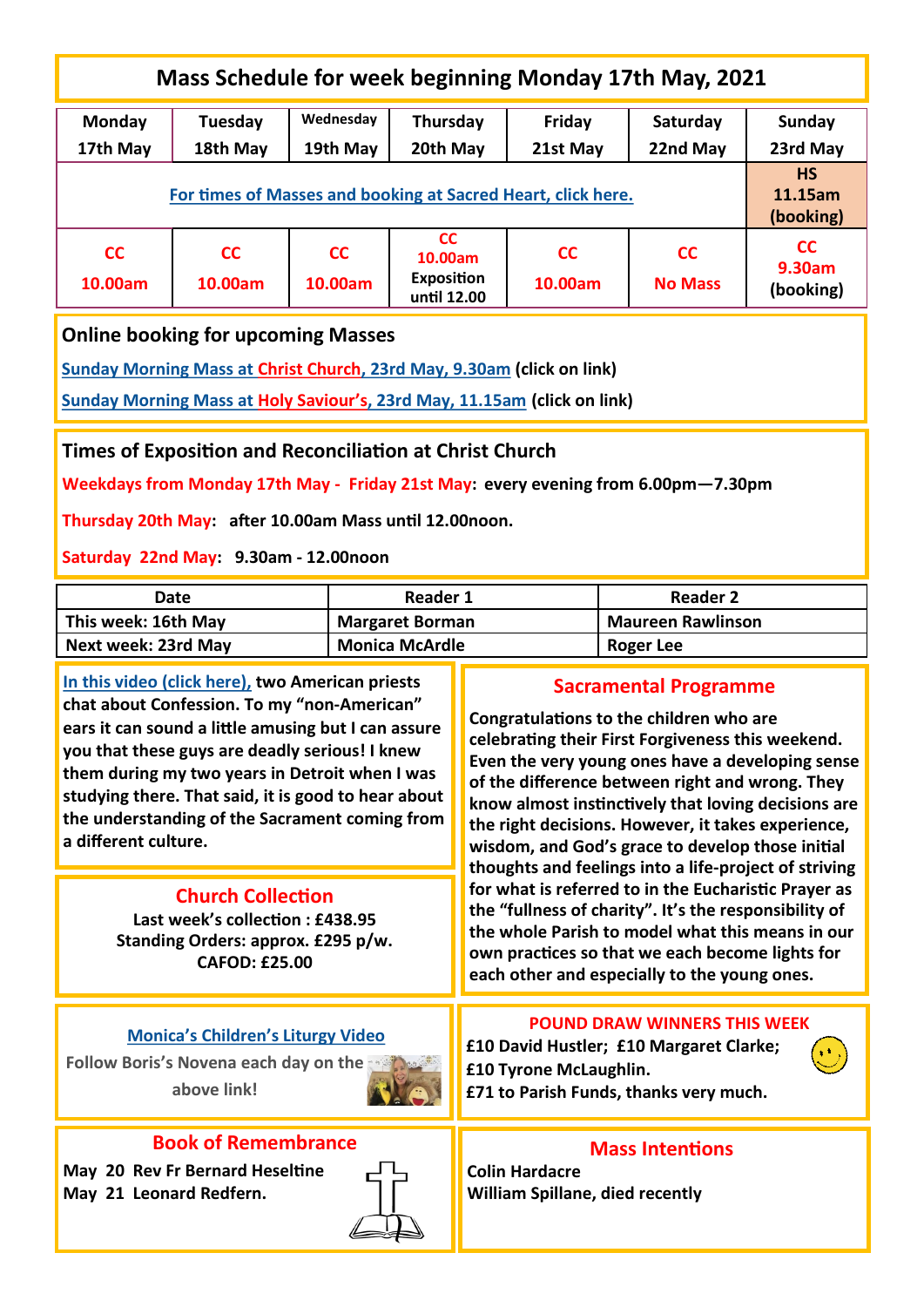## Mass Schedule for week beginning Monday 17th May, 2021

| Monday 17th May | Tuesday 18th May | Wednesday 19th May | Thursday 20th May | Friday 21st May | Saturday 22nd May | Sunday 23rd May |
|---|---|---|---|---|---|---|
| For times of Masses and booking at Sacred Heart, click here. | | | | | | HS 11.15am (booking) |
| CC 10.00am | CC 10.00am | CC 10.00am | CC 10.00am Exposition until 12.00 | CC 10.00am | CC No Mass | CC 9.30am (booking) |

## Online booking for upcoming Masses

Sunday Morning Mass at Christ Church, 23rd May, 9.30am (click on link)

Sunday Morning Mass at Holy Saviour's, 23rd May, 11.15am (click on link)

## Times of Exposition and Reconciliation at Christ Church

**Weekdays from Monday 17th May - Friday 21st May**: every evening from 6.00pm—7.30pm

**Thursday 20th May**: after 10.00am Mass until 12.00noon.

**Saturday 22nd May**: 9.30am - 12.00noon

| Date | Reader 1 | Reader 2 |
|---|---|---|
| This week: 16th May | Margaret Borman | Maureen Rawlinson |
| Next week: 23rd May | Monica McArdle | Roger Lee |

**In this video (click here),** two American priests chat about Confession. To my "non-American" ears it can sound a little amusing but I can assure you that these guys are deadly serious! I knew them during my two years in Detroit when I was studying there. That said, it is good to hear about the understanding of the Sacrament coming from a different culture.

## Church Collection

Last week's collection : £438.95
Standing Orders: approx. £295 p/w.
CAFOD: £25.00

## Sacramental Programme

Congratulations to the children who are celebrating their First Forgiveness this weekend. Even the very young ones have a developing sense of the difference between right and wrong. They know almost instinctively that loving decisions are the right decisions. However, it takes experience, wisdom, and God's grace to develop those initial thoughts and feelings into a life-project of striving for what is referred to in the Eucharistic Prayer as the "fullness of charity". It's the responsibility of the whole Parish to model what this means in our own practices so that we each become lights for each other and especially to the young ones.

### Monica's Children's Liturgy Video

Follow Boris's Novena each day on the above link!

## POUND DRAW WINNERS THIS WEEK

£10 David Hustler; £10 Margaret Clarke;
£10 Tyrone McLaughlin.
£71 to Parish Funds, thanks very much.

## Book of Remembrance

May 20 Rev Fr Bernard Heseltine
May 21 Leonard Redfern.

## Mass Intentions

Colin Hardacre
William Spillane, died recently